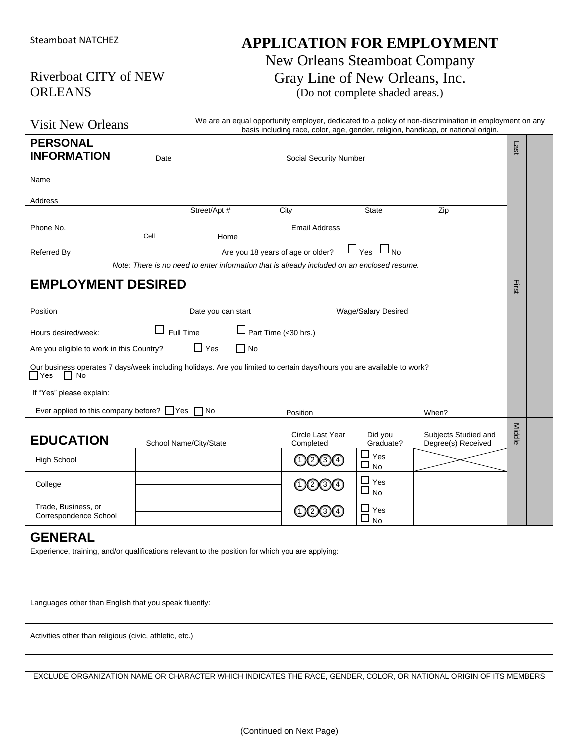Steamboat NATCHEZ

Riverboat CITY of NEW ORLEANS

Visit New Orleans

# APPLICATION FOR EMPLOYMENT

New Orleans Steamboat Company
Gray Line of New Orleans, Inc.
(Do not complete shaded areas.)

We are an equal opportunity employer, dedicated to a policy of non-discrimination in employment on any basis including race, color, age, gender, religion, handicap, or national origin.

## PERSONAL INFORMATION

Date ____________ Social Security Number ____________

Name ____________

Address ____________
Street/Apt # City State Zip

Phone No. ____________ Cell ____________ Home ____________ Email Address ____________

Referred By ____________ Are you 18 years of age or older? ☐ Yes ☐ No

*Note: There is no need to enter information that is already included on an enclosed resume.*

## EMPLOYMENT DESIRED

Position ____________ Date you can start ____________ Wage/Salary Desired ____________

Hours desired/week: ☐ Full Time ☐ Part Time (<30 hrs.)

Are you eligible to work in this Country? ☐ Yes ☐ No

Our business operates 7 days/week including holidays. Are you limited to certain days/hours you are available to work?
☐ Yes ☐ No

If "Yes" please explain:

Ever applied to this company before? ☐ Yes ☐ No Position ____________ When? ____________

Last | First | Middle

## EDUCATION

| | School Name/City/State | Circle Last Year Completed | Did you Graduate? | Subjects Studied and Degree(s) Received |
|---|---|---|---|---|
| High School | | 1 2 3 4 | ☐ Yes ☐ No | |
| College | | 1 2 3 4 | ☐ Yes ☐ No | |
| Trade, Business, or Correspondence School | | 1 2 3 4 | ☐ Yes ☐ No | |

## GENERAL

Experience, training, and/or qualifications relevant to the position for which you are applying:

Languages other than English that you speak fluently:

Activities other than religious (civic, athletic, etc.)

EXCLUDE ORGANIZATION NAME OR CHARACTER WHICH INDICATES THE RACE, GENDER, COLOR, OR NATIONAL ORIGIN OF ITS MEMBERS

(Continued on Next Page)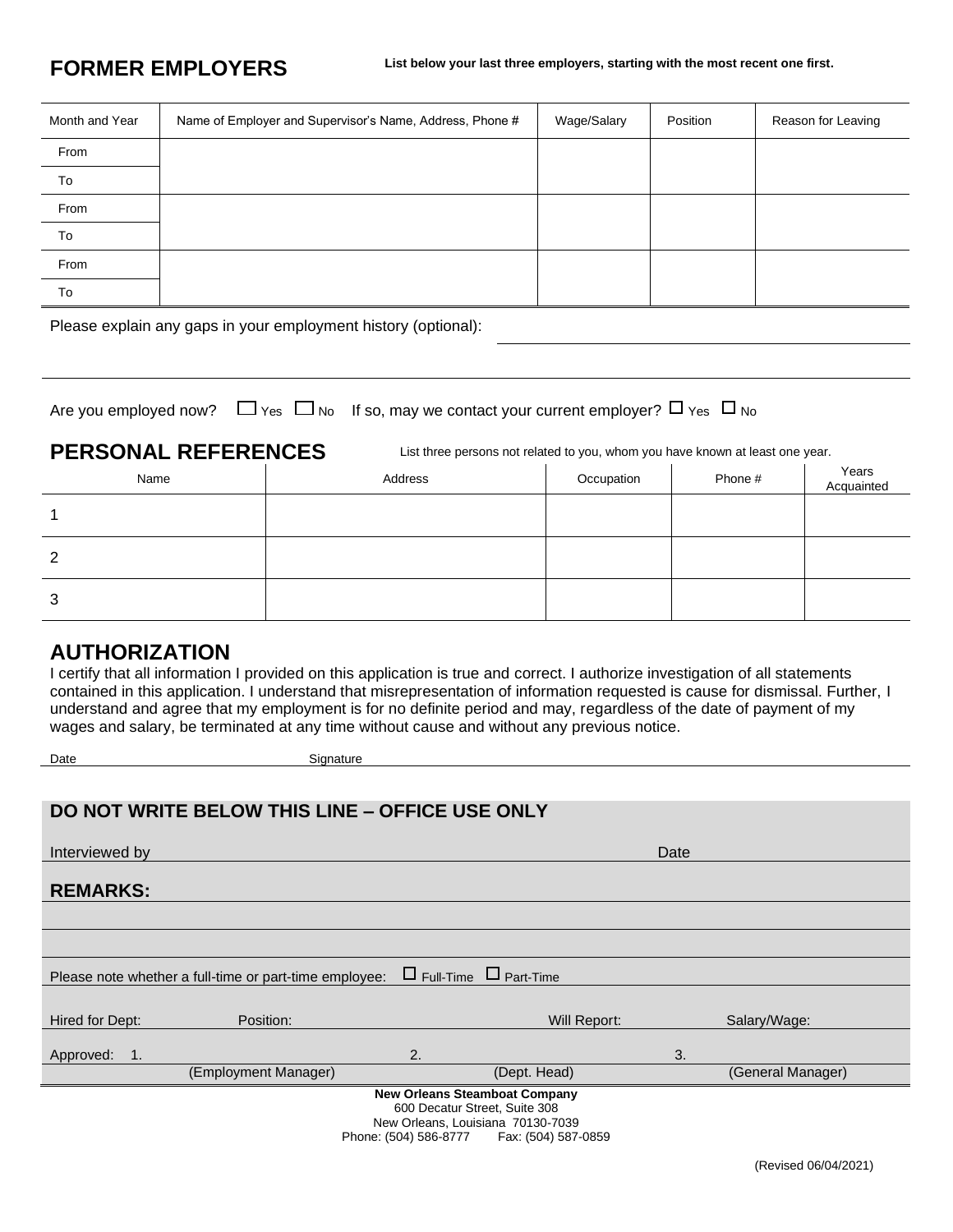## FORMER EMPLOYERS

**List below your last three employers, starting with the most recent one first.**

| Month and Year | Name of Employer and Supervisor's Name, Address, Phone # | Wage/Salary | Position | Reason for Leaving |
|---|---|---|---|---|
| From | | | | |
| To | | | | |
| From | | | | |
| To | | | | |
| From | | | | |
| To | | | | |

Please explain any gaps in your employment history (optional): \_\_\_\_\_\_\_\_\_\_\_\_\_\_\_\_\_\_\_\_\_\_\_\_

Are you employed now? ☐ Yes ☐ No If so, may we contact your current employer? ☐ Yes ☐ No

## PERSONAL REFERENCES

List three persons not related to you, whom you have known at least one year.

| Name | Address | Occupation | Phone # | Years Acquainted |
|---|---|---|---|---|
| 1 | | | | |
| 2 | | | | |
| 3 | | | | |

## AUTHORIZATION

I certify that all information I provided on this application is true and correct. I authorize investigation of all statements contained in this application. I understand that misrepresentation of information requested is cause for dismissal. Further, I understand and agree that my employment is for no definite period and may, regardless of the date of payment of my wages and salary, be terminated at any time without cause and without any previous notice.

Date \_\_\_\_\_\_\_\_\_\_\_\_\_\_\_\_ Signature \_\_\_\_\_\_\_\_\_\_\_\_\_\_\_\_\_\_\_\_\_\_\_\_

## DO NOT WRITE BELOW THIS LINE – OFFICE USE ONLY

Interviewed by \_\_\_\_\_\_\_\_\_\_\_\_\_\_\_\_ Date \_\_\_\_\_\_\_\_

**REMARKS:**

Please note whether a full-time or part-time employee: ☐ Full-Time ☐ Part-Time

Hired for Dept: \_\_\_\_\_\_ Position: \_\_\_\_\_\_ Will Report: \_\_\_\_\_\_ Salary/Wage: \_\_\_\_\_\_

Approved: 1. \_\_\_\_\_\_\_\_\_\_\_\_ 2. \_\_\_\_\_\_\_\_\_\_\_\_ 3. \_\_\_\_\_\_\_\_\_\_\_\_

(Employment Manager) (Dept. Head) (General Manager)

**New Orleans Steamboat Company**
600 Decatur Street, Suite 308
New Orleans, Louisiana 70130-7039
Phone: (504) 586-8777 Fax: (504) 587-0859

(Revised 06/04/2021)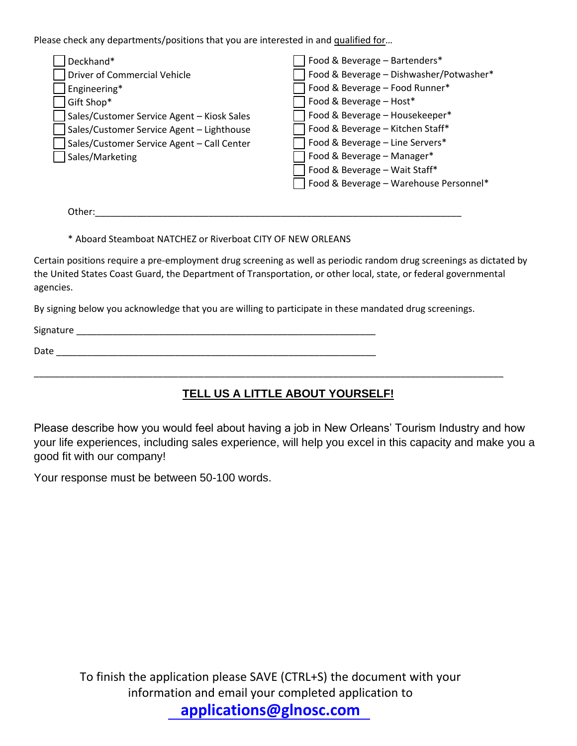Please check any departments/positions that you are interested in and qualified for…

- [ ] Deckhand*
- [ ] Driver of Commercial Vehicle
- [ ] Engineering*
- [ ] Gift Shop*
- [ ] Sales/Customer Service Agent – Kiosk Sales
- [ ] Sales/Customer Service Agent – Lighthouse
- [ ] Sales/Customer Service Agent – Call Center
- [ ] Sales/Marketing
- [ ] Food & Beverage – Bartenders*
- [ ] Food & Beverage – Dishwasher/Potwasher*
- [ ] Food & Beverage – Food Runner*
- [ ] Food & Beverage – Host*
- [ ] Food & Beverage – Housekeeper*
- [ ] Food & Beverage – Kitchen Staff*
- [ ] Food & Beverage – Line Servers*
- [ ] Food & Beverage – Manager*
- [ ] Food & Beverage – Wait Staff*
- [ ] Food & Beverage – Warehouse Personnel*

Other:\_\_\_\_\_\_\_\_\_\_\_\_\_\_\_\_\_\_\_\_\_\_\_\_\_\_\_\_\_\_\_\_\_\_\_\_\_\_\_\_\_\_\_\_\_\_\_\_\_\_\_\_\_\_\_\_\_\_\_\_\_\_\_\_\_\_\_\_\_\_

* Aboard Steamboat NATCHEZ or Riverboat CITY OF NEW ORLEANS

Certain positions require a pre-employment drug screening as well as periodic random drug screenings as dictated by the United States Coast Guard, the Department of Transportation, or other local, state, or federal governmental agencies.

By signing below you acknowledge that you are willing to participate in these mandated drug screenings.

Signature \_\_\_\_\_\_\_\_\_\_\_\_\_\_\_\_\_\_\_\_\_\_\_\_\_\_\_\_\_\_\_\_\_\_\_\_\_\_\_\_\_\_\_\_\_\_\_\_\_\_\_\_\_\_\_\_\_\_\_\_

Date \_\_\_\_\_\_\_\_\_\_\_\_\_\_\_\_\_\_\_\_\_\_\_\_\_\_\_\_\_\_\_\_\_\_\_\_\_\_\_\_\_\_\_\_\_\_\_\_\_\_\_\_\_\_\_\_\_\_\_\_\_\_\_\_

---

## TELL US A LITTLE ABOUT YOURSELF!

Please describe how you would feel about having a job in New Orleans' Tourism Industry and how your life experiences, including sales experience, will help you excel in this capacity and make you a good fit with our company!

Your response must be between 50-100 words.

To finish the application please SAVE (CTRL+S) the document with your information and email your completed application to

**applications@glnosc.com**